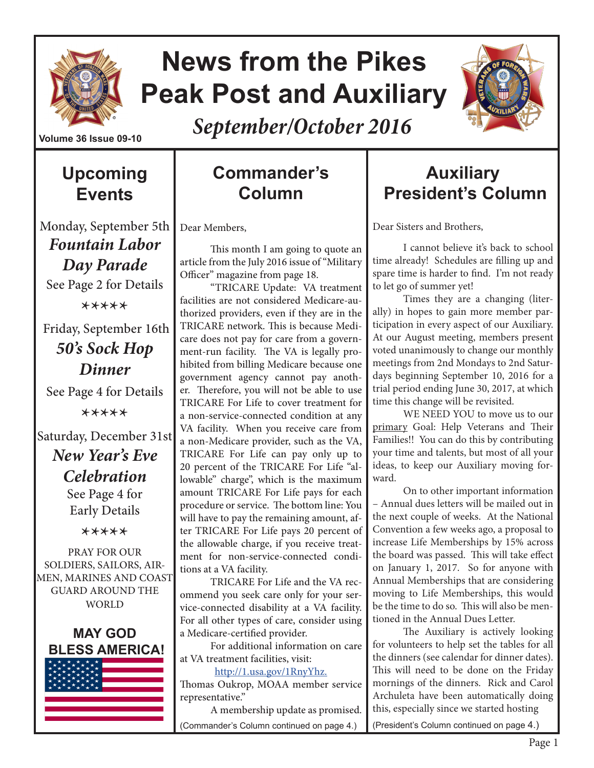# News from the Pikes Peak Post and Auxiliary

*September/October 2016*

Volume 36 Issue 09-10

## Upcoming Events

Monday, September 5th

***Fountain Labor Day Parade***

See Page 2 for Details

\*\*\*\*\*

Friday, September 16th

***50's Sock Hop Dinner***

See Page 4 for Details

\*\*\*\*\*

Saturday, December 31st

***New Year's Eve Celebration***

See Page 4 for Early Details

\*\*\*\*\*

PRAY FOR OUR SOLDIERS, SAILORS, AIRMEN, MARINES AND COAST GUARD AROUND THE WORLD

**MAY GOD BLESS AMERICA!**

## Commander's Column

Dear Members,

This month I am going to quote an article from the July 2016 issue of "Military Officer" magazine from page 18.

"TRICARE Update: VA treatment facilities are not considered Medicare-authorized providers, even if they are in the TRICARE network. This is because Medicare does not pay for care from a government-run facility. The VA is legally prohibited from billing Medicare because one government agency cannot pay another. Therefore, you will not be able to use TRICARE For Life to cover treatment for a non-service-connected condition at any VA facility. When you receive care from a non-Medicare provider, such as the VA, TRICARE For Life can pay only up to 20 percent of the TRICARE For Life "allowable" charge", which is the maximum amount TRICARE For Life pays for each procedure or service. The bottom line: You will have to pay the remaining amount, after TRICARE For Life pays 20 percent of the allowable charge, if you receive treatment for non-service-connected conditions at a VA facility.

TRICARE For Life and the VA recommend you seek care only for your service-connected disability at a VA facility. For all other types of care, consider using a Medicare-certified provider.

For additional information on care at VA treatment facilities, visit:

http://1.usa.gov/1RnyYhz.

Thomas Oukrop, MOAA member service representative."

A membership update as promised.

(Commander's Column continued on page 4.)

## Auxiliary President's Column

Dear Sisters and Brothers,

I cannot believe it's back to school time already! Schedules are filling up and spare time is harder to find. I'm not ready to let go of summer yet!

Times they are a changing (literally) in hopes to gain more member participation in every aspect of our Auxiliary. At our August meeting, members present voted unanimously to change our monthly meetings from 2nd Mondays to 2nd Saturdays beginning September 10, 2016 for a trial period ending June 30, 2017, at which time this change will be revisited.

WE NEED YOU to move us to our primary Goal: Help Veterans and Their Families!! You can do this by contributing your time and talents, but most of all your ideas, to keep our Auxiliary moving forward.

On to other important information – Annual dues letters will be mailed out in the next couple of weeks. At the National Convention a few weeks ago, a proposal to increase Life Memberships by 15% across the board was passed. This will take effect on January 1, 2017. So for anyone with Annual Memberships that are considering moving to Life Memberships, this would be the time to do so. This will also be mentioned in the Annual Dues Letter.

The Auxiliary is actively looking for volunteers to help set the tables for all the dinners (see calendar for dinner dates). This will need to be done on the Friday mornings of the dinners. Rick and Carol Archuleta have been automatically doing this, especially since we started hosting

(President's Column continued on page 4.)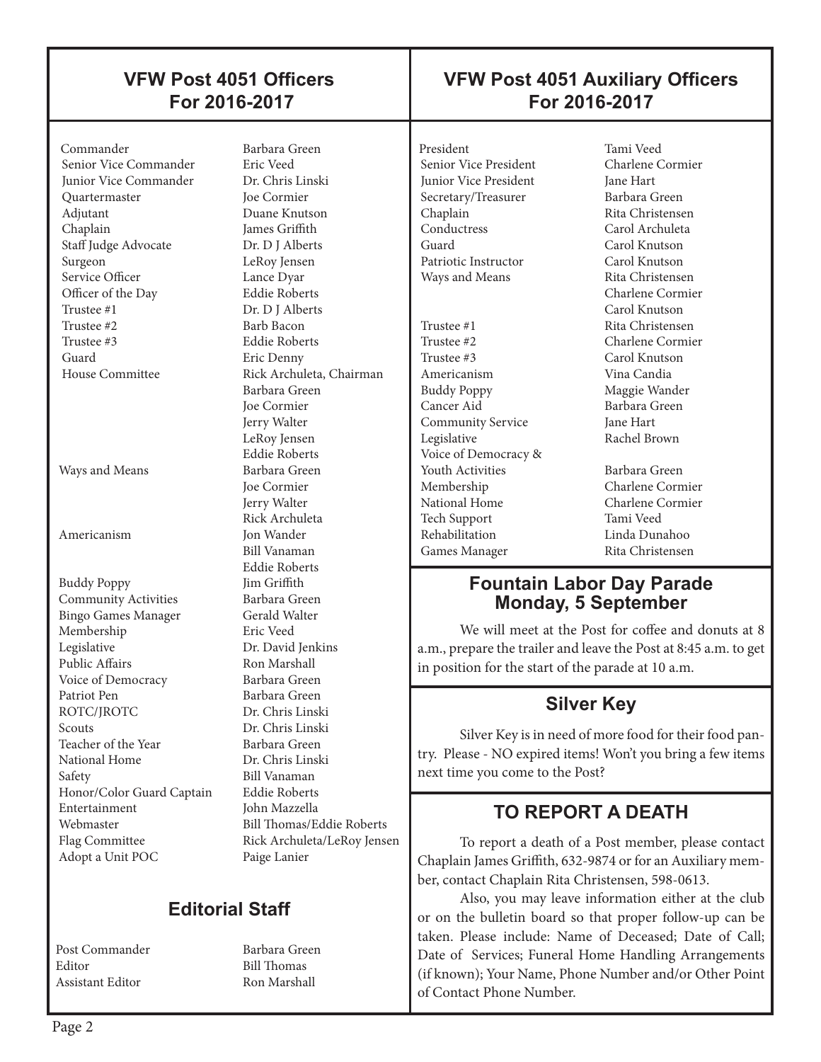## VFW Post 4051 Officers For 2016-2017

| Office | Name |
|---|---|
| Commander | Barbara Green |
| Senior Vice Commander | Eric Veed |
| Junior Vice Commander | Dr. Chris Linski |
| Quartermaster | Joe Cormier |
| Adjutant | Duane Knutson |
| Chaplain | James Griffith |
| Staff Judge Advocate | Dr. D J Alberts |
| Surgeon | LeRoy Jensen |
| Service Officer | Lance Dyar |
| Officer of the Day | Eddie Roberts |
| Trustee #1 | Dr. D J Alberts |
| Trustee #2 | Barb Bacon |
| Trustee #3 | Eddie Roberts |
| Guard | Eric Denny |
| House Committee | Rick Archuleta, Chairman |
| | Barbara Green |
| | Joe Cormier |
| | Jerry Walter |
| | LeRoy Jensen |
| | Eddie Roberts |
| Ways and Means | Barbara Green |
| | Joe Cormier |
| | Jerry Walter |
| | Rick Archuleta |
| Americanism | Jon Wander |
| | Bill Vanaman |
| | Eddie Roberts |
| Buddy Poppy | Jim Griffith |
| Community Activities | Barbara Green |
| Bingo Games Manager | Gerald Walter |
| Membership | Eric Veed |
| Legislative | Dr. David Jenkins |
| Public Affairs | Ron Marshall |
| Voice of Democracy | Barbara Green |
| Patriot Pen | Barbara Green |
| ROTC/JROTC | Dr. Chris Linski |
| Scouts | Dr. Chris Linski |
| Teacher of the Year | Barbara Green |
| National Home | Dr. Chris Linski |
| Safety | Bill Vanaman |
| Honor/Color Guard Captain | Eddie Roberts |
| Entertainment | John Mazzella |
| Webmaster | Bill Thomas/Eddie Roberts |
| Flag Committee | Rick Archuleta/LeRoy Jensen |
| Adopt a Unit POC | Paige Lanier |

## Editorial Staff

| Position | Name |
|---|---|
| Post Commander | Barbara Green |
| Editor | Bill Thomas |
| Assistant Editor | Ron Marshall |

## VFW Post 4051 Auxiliary Officers For 2016-2017

| Office | Name |
|---|---|
| President | Tami Veed |
| Senior Vice President | Charlene Cormier |
| Junior Vice President | Jane Hart |
| Secretary/Treasurer | Barbara Green |
| Chaplain | Rita Christensen |
| Conductress | Carol Archuleta |
| Guard | Carol Knutson |
| Patriotic Instructor | Carol Knutson |
| Ways and Means | Rita Christensen |
| | Charlene Cormier |
| | Carol Knutson |
| Trustee #1 | Rita Christensen |
| Trustee #2 | Charlene Cormier |
| Trustee #3 | Carol Knutson |
| Americanism | Vina Candia |
| Buddy Poppy | Maggie Wander |
| Cancer Aid | Barbara Green |
| Community Service | Jane Hart |
| Legislative | Rachel Brown |
| Voice of Democracy & Youth Activities | Barbara Green |
| Membership | Charlene Cormier |
| National Home | Charlene Cormier |
| Tech Support | Tami Veed |
| Rehabilitation | Linda Dunahoo |
| Games Manager | Rita Christensen |

## Fountain Labor Day Parade Monday, 5 September

We will meet at the Post for coffee and donuts at 8 a.m., prepare the trailer and leave the Post at 8:45 a.m. to get in position for the start of the parade at 10 a.m.

## Silver Key

Silver Key is in need of more food for their food pantry. Please - NO expired items! Won't you bring a few items next time you come to the Post?

## TO REPORT A DEATH

To report a death of a Post member, please contact Chaplain James Griffith, 632-9874 or for an Auxiliary member, contact Chaplain Rita Christensen, 598-0613.

Also, you may leave information either at the club or on the bulletin board so that proper follow-up can be taken. Please include: Name of Deceased; Date of Call; Date of Services; Funeral Home Handling Arrangements (if known); Your Name, Phone Number and/or Other Point of Contact Phone Number.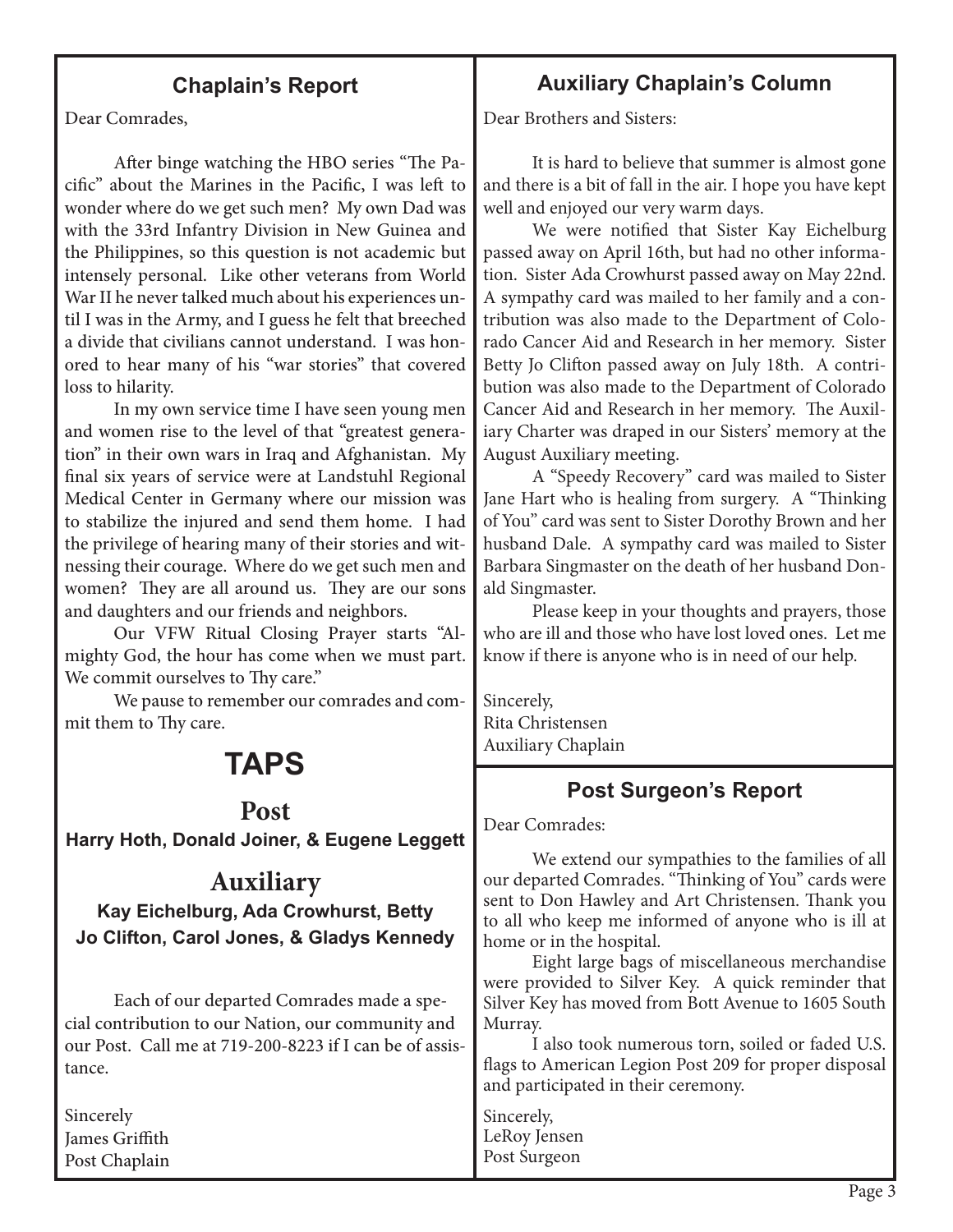## Chaplain's Report

Dear Comrades,

After binge watching the HBO series "The Pacific" about the Marines in the Pacific, I was left to wonder where do we get such men? My own Dad was with the 33rd Infantry Division in New Guinea and the Philippines, so this question is not academic but intensely personal. Like other veterans from World War II he never talked much about his experiences until I was in the Army, and I guess he felt that breeched a divide that civilians cannot understand. I was honored to hear many of his "war stories" that covered loss to hilarity.

In my own service time I have seen young men and women rise to the level of that "greatest generation" in their own wars in Iraq and Afghanistan. My final six years of service were at Landstuhl Regional Medical Center in Germany where our mission was to stabilize the injured and send them home. I had the privilege of hearing many of their stories and witnessing their courage. Where do we get such men and women? They are all around us. They are our sons and daughters and our friends and neighbors.

Our VFW Ritual Closing Prayer starts "Almighty God, the hour has come when we must part. We commit ourselves to Thy care."

We pause to remember our comrades and commit them to Thy care.

# TAPS

## Post

**Harry Hoth, Donald Joiner, & Eugene Leggett**

## Auxiliary

**Kay Eichelburg, Ada Crowhurst, Betty Jo Clifton, Carol Jones, & Gladys Kennedy**

Each of our departed Comrades made a special contribution to our Nation, our community and our Post. Call me at 719-200-8223 if I can be of assistance.

Sincerely
James Griffith
Post Chaplain

## Auxiliary Chaplain's Column

Dear Brothers and Sisters:

It is hard to believe that summer is almost gone and there is a bit of fall in the air. I hope you have kept well and enjoyed our very warm days.

We were notified that Sister Kay Eichelburg passed away on April 16th, but had no other information. Sister Ada Crowhurst passed away on May 22nd. A sympathy card was mailed to her family and a contribution was also made to the Department of Colorado Cancer Aid and Research in her memory. Sister Betty Jo Clifton passed away on July 18th. A contribution was also made to the Department of Colorado Cancer Aid and Research in her memory. The Auxiliary Charter was draped in our Sisters' memory at the August Auxiliary meeting.

A "Speedy Recovery" card was mailed to Sister Jane Hart who is healing from surgery. A "Thinking of You" card was sent to Sister Dorothy Brown and her husband Dale. A sympathy card was mailed to Sister Barbara Singmaster on the death of her husband Donald Singmaster.

Please keep in your thoughts and prayers, those who are ill and those who have lost loved ones. Let me know if there is anyone who is in need of our help.

Sincerely,
Rita Christensen
Auxiliary Chaplain

## Post Surgeon's Report

Dear Comrades:

We extend our sympathies to the families of all our departed Comrades. "Thinking of You" cards were sent to Don Hawley and Art Christensen. Thank you to all who keep me informed of anyone who is ill at home or in the hospital.

Eight large bags of miscellaneous merchandise were provided to Silver Key. A quick reminder that Silver Key has moved from Bott Avenue to 1605 South Murray.

I also took numerous torn, soiled or faded U.S. flags to American Legion Post 209 for proper disposal and participated in their ceremony.

Sincerely,
LeRoy Jensen
Post Surgeon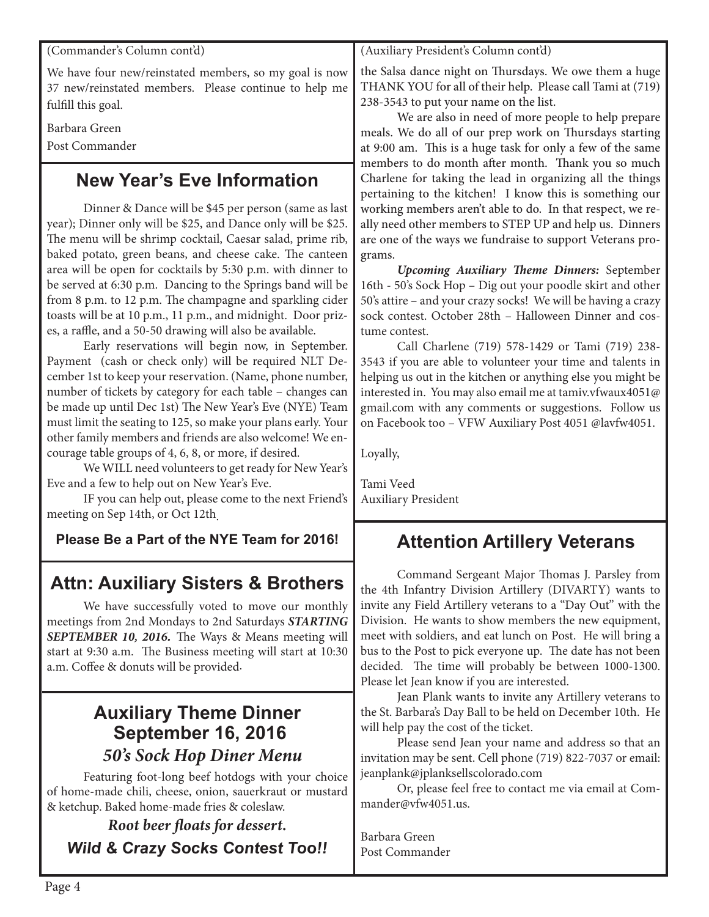(Commander's Column cont'd)

We have four new/reinstated members, so my goal is now 37 new/reinstated members. Please continue to help me fulfill this goal.

Barbara Green
Post Commander

## New Year's Eve Information

Dinner & Dance will be $45 per person (same as last year); Dinner only will be $25, and Dance only will be $25. The menu will be shrimp cocktail, Caesar salad, prime rib, baked potato, green beans, and cheese cake. The canteen area will be open for cocktails by 5:30 p.m. with dinner to be served at 6:30 p.m. Dancing to the Springs band will be from 8 p.m. to 12 p.m. The champagne and sparkling cider toasts will be at 10 p.m., 11 p.m., and midnight. Door prizes, a raffle, and a 50-50 drawing will also be available.

Early reservations will begin now, in September. Payment (cash or check only) will be required NLT December 1st to keep your reservation. (Name, phone number, number of tickets by category for each table – changes can be made up until Dec 1st) The New Year's Eve (NYE) Team must limit the seating to 125, so make your plans early. Your other family members and friends are also welcome! We encourage table groups of 4, 6, 8, or more, if desired.

We WILL need volunteers to get ready for New Year's Eve and a few to help out on New Year's Eve.

IF you can help out, please come to the next Friend's meeting on Sep 14th, or Oct 12th.

**Please Be a Part of the NYE Team for 2016!**

## Attn: Auxiliary Sisters & Brothers

We have successfully voted to move our monthly meetings from 2nd Mondays to 2nd Saturdays ***STARTING SEPTEMBER 10, 2016.*** The Ways & Means meeting will start at 9:30 a.m. The Business meeting will start at 10:30 a.m. Coffee & donuts will be provided.

## Auxiliary Theme Dinner September 16, 2016

### *50's Sock Hop Diner Menu*

Featuring foot-long beef hotdogs with your choice of home-made chili, cheese, onion, sauerkraut or mustard & ketchup. Baked home-made fries & coleslaw.

***Root beer floats for dessert.***

***Wild & Crazy Socks Contest Too!!***

(Auxiliary President's Column cont'd)

the Salsa dance night on Thursdays. We owe them a huge THANK YOU for all of their help. Please call Tami at (719) 238-3543 to put your name on the list.

We are also in need of more people to help prepare meals. We do all of our prep work on Thursdays starting at 9:00 am. This is a huge task for only a few of the same members to do month after month. Thank you so much Charlene for taking the lead in organizing all the things pertaining to the kitchen! I know this is something our working members aren't able to do. In that respect, we really need other members to STEP UP and help us. Dinners are one of the ways we fundraise to support Veterans programs.

***Upcoming Auxiliary Theme Dinners:*** September 16th - 50's Sock Hop – Dig out your poodle skirt and other 50's attire – and your crazy socks! We will be having a crazy sock contest. October 28th – Halloween Dinner and costume contest.

Call Charlene (719) 578-1429 or Tami (719) 238-3543 if you are able to volunteer your time and talents in helping us out in the kitchen or anything else you might be interested in. You may also email me at tamiv.vfwaux4051@gmail.com with any comments or suggestions. Follow us on Facebook too – VFW Auxiliary Post 4051 @lavfw4051.

Loyally,

Tami Veed
Auxiliary President

## Attention Artillery Veterans

Command Sergeant Major Thomas J. Parsley from the 4th Infantry Division Artillery (DIVARTY) wants to invite any Field Artillery veterans to a "Day Out" with the Division. He wants to show members the new equipment, meet with soldiers, and eat lunch on Post. He will bring a bus to the Post to pick everyone up. The date has not been decided. The time will probably be between 1000-1300. Please let Jean know if you are interested.

Jean Plank wants to invite any Artillery veterans to the St. Barbara's Day Ball to be held on December 10th. He will help pay the cost of the ticket.

Please send Jean your name and address so that an invitation may be sent. Cell phone (719) 822-7037 or email: jeanplank@jplanksellscolorado.com

Or, please feel free to contact me via email at Commander@vfw4051.us.

Barbara Green
Post Commander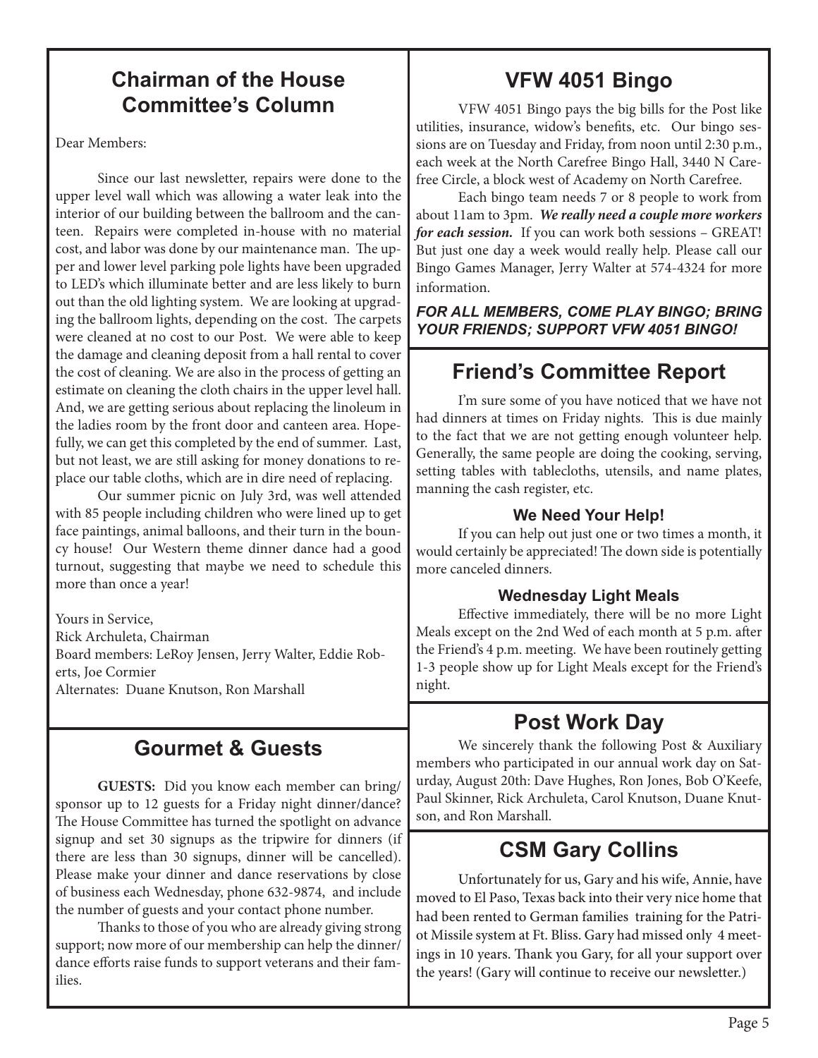## Chairman of the House Committee's Column

Dear Members:

Since our last newsletter, repairs were done to the upper level wall which was allowing a water leak into the interior of our building between the ballroom and the canteen. Repairs were completed in-house with no material cost, and labor was done by our maintenance man. The upper and lower level parking pole lights have been upgraded to LED's which illuminate better and are less likely to burn out than the old lighting system. We are looking at upgrading the ballroom lights, depending on the cost. The carpets were cleaned at no cost to our Post. We were able to keep the damage and cleaning deposit from a hall rental to cover the cost of cleaning. We are also in the process of getting an estimate on cleaning the cloth chairs in the upper level hall. And, we are getting serious about replacing the linoleum in the ladies room by the front door and canteen area. Hopefully, we can get this completed by the end of summer. Last, but not least, we are still asking for money donations to replace our table cloths, which are in dire need of replacing.

Our summer picnic on July 3rd, was well attended with 85 people including children who were lined up to get face paintings, animal balloons, and their turn in the bouncy house! Our Western theme dinner dance had a good turnout, suggesting that maybe we need to schedule this more than once a year!

Yours in Service,
Rick Archuleta, Chairman
Board members: LeRoy Jensen, Jerry Walter, Eddie Roberts, Joe Cormier
Alternates: Duane Knutson, Ron Marshall

## Gourmet & Guests

**GUESTS:** Did you know each member can bring/sponsor up to 12 guests for a Friday night dinner/dance? The House Committee has turned the spotlight on advance signup and set 30 signups as the tripwire for dinners (if there are less than 30 signups, dinner will be cancelled). Please make your dinner and dance reservations by close of business each Wednesday, phone 632-9874, and include the number of guests and your contact phone number.

Thanks to those of you who are already giving strong support; now more of our membership can help the dinner/dance efforts raise funds to support veterans and their families.

## VFW 4051 Bingo

VFW 4051 Bingo pays the big bills for the Post like utilities, insurance, widow's benefits, etc. Our bingo sessions are on Tuesday and Friday, from noon until 2:30 p.m., each week at the North Carefree Bingo Hall, 3440 N Carefree Circle, a block west of Academy on North Carefree.

Each bingo team needs 7 or 8 people to work from about 11am to 3pm. ***We really need a couple more workers for each session.*** If you can work both sessions – GREAT! But just one day a week would really help. Please call our Bingo Games Manager, Jerry Walter at 574-4324 for more information.

***FOR ALL MEMBERS, COME PLAY BINGO; BRING YOUR FRIENDS; SUPPORT VFW 4051 BINGO!***

## Friend's Committee Report

I'm sure some of you have noticed that we have not had dinners at times on Friday nights. This is due mainly to the fact that we are not getting enough volunteer help. Generally, the same people are doing the cooking, serving, setting tables with tablecloths, utensils, and name plates, manning the cash register, etc.

### We Need Your Help!

If you can help out just one or two times a month, it would certainly be appreciated! The down side is potentially more canceled dinners.

### Wednesday Light Meals

Effective immediately, there will be no more Light Meals except on the 2nd Wed of each month at 5 p.m. after the Friend's 4 p.m. meeting. We have been routinely getting 1-3 people show up for Light Meals except for the Friend's night.

## Post Work Day

We sincerely thank the following Post & Auxiliary members who participated in our annual work day on Saturday, August 20th: Dave Hughes, Ron Jones, Bob O'Keefe, Paul Skinner, Rick Archuleta, Carol Knutson, Duane Knutson, and Ron Marshall.

## CSM Gary Collins

Unfortunately for us, Gary and his wife, Annie, have moved to El Paso, Texas back into their very nice home that had been rented to German families training for the Patriot Missile system at Ft. Bliss. Gary had missed only 4 meetings in 10 years. Thank you Gary, for all your support over the years! (Gary will continue to receive our newsletter.)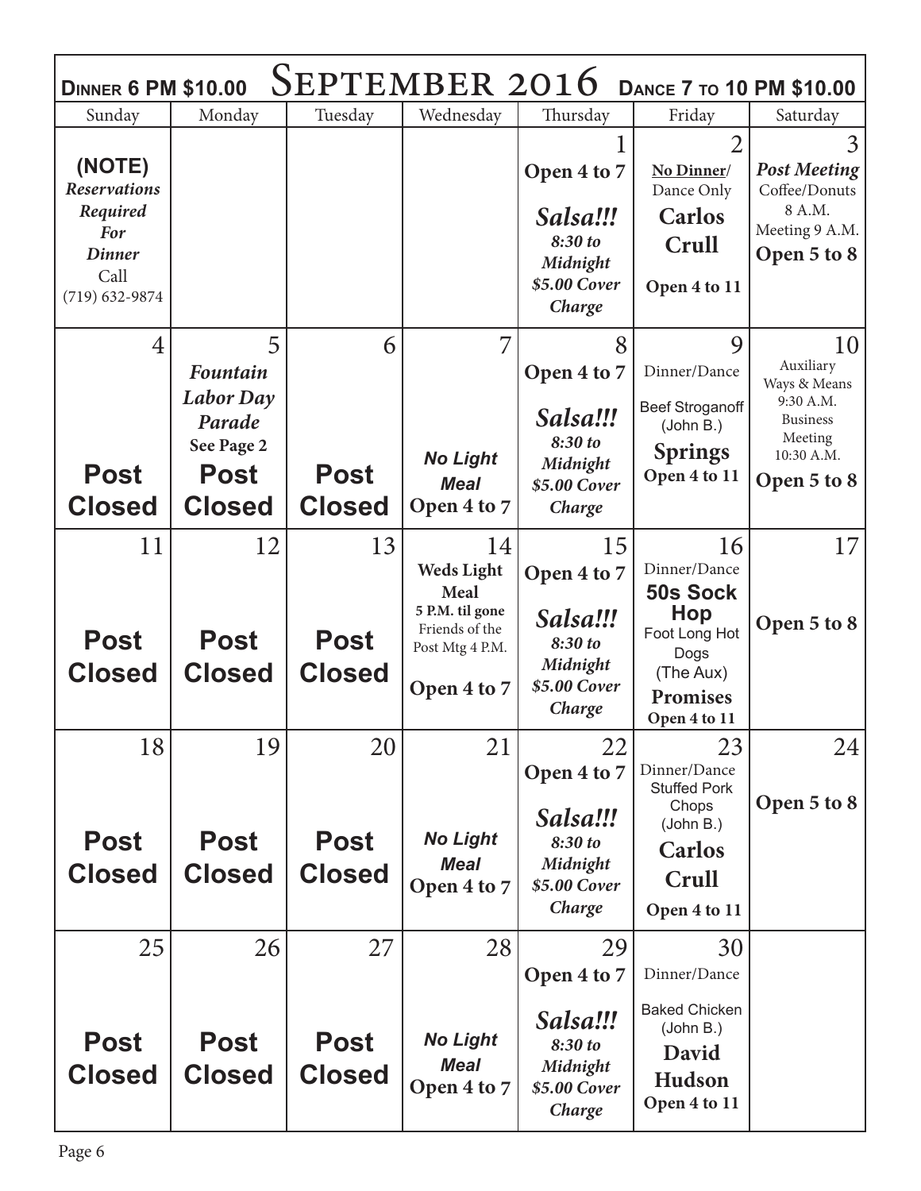| Dinner 6 PM $10.00 | | | September 2016 | | Dance 7 to 10 PM $10.00 | |
|---|---|---|---|---|---|---|
| Sunday | Monday | Tuesday | Wednesday | Thursday | Friday | Saturday |
| **(NOTE)** *Reservations Required For Dinner* Call (719) 632-9874 | | | | 1 **Open 4 to 7** ***Salsa!!!*** ***8:30 to Midnight*** ***$5.00 Cover Charge*** | 2 **No Dinner/** Dance Only **Carlos Crull** **Open 4 to 11** | 3 ***Post Meeting*** Coffee/Donuts 8 A.M. Meeting 9 A.M. **Open 5 to 8** |
| 4 **Post Closed** | 5 ***Fountain Labor Day Parade*** **See Page 2** **Post Closed** | 6 **Post Closed** | 7 ***No Light Meal*** **Open 4 to 7** | 8 **Open 4 to 7** ***Salsa!!!*** ***8:30 to Midnight*** ***$5.00 Cover Charge*** | 9 Dinner/Dance Beef Stroganoff (John B.) **Springs** **Open 4 to 11** | 10 Auxiliary Ways & Means 9:30 A.M. Business Meeting 10:30 A.M. **Open 5 to 8** |
| 11 **Post Closed** | 12 **Post Closed** | 13 **Post Closed** | 14 **Weds Light Meal** **5 P.M. til gone** Friends of the Post Mtg 4 P.M. **Open 4 to 7** | 15 **Open 4 to 7** ***Salsa!!!*** ***8:30 to Midnight*** ***$5.00 Cover Charge*** | 16 Dinner/Dance **50s Sock Hop** Foot Long Hot Dogs (The Aux) **Promises** **Open 4 to 11** | 17 **Open 5 to 8** |
| 18 **Post Closed** | 19 **Post Closed** | 20 **Post Closed** | 21 ***No Light Meal*** **Open 4 to 7** | 22 **Open 4 to 7** ***Salsa!!!*** ***8:30 to Midnight*** ***$5.00 Cover Charge*** | 23 Dinner/Dance Stuffed Pork Chops (John B.) **Carlos Crull** **Open 4 to 11** | 24 **Open 5 to 8** |
| 25 **Post Closed** | 26 **Post Closed** | 27 **Post Closed** | 28 ***No Light Meal*** **Open 4 to 7** | 29 **Open 4 to 7** ***Salsa!!!*** ***8:30 to Midnight*** ***$5.00 Cover Charge*** | 30 Dinner/Dance Baked Chicken (John B.) **David Hudson** **Open 4 to 11** | |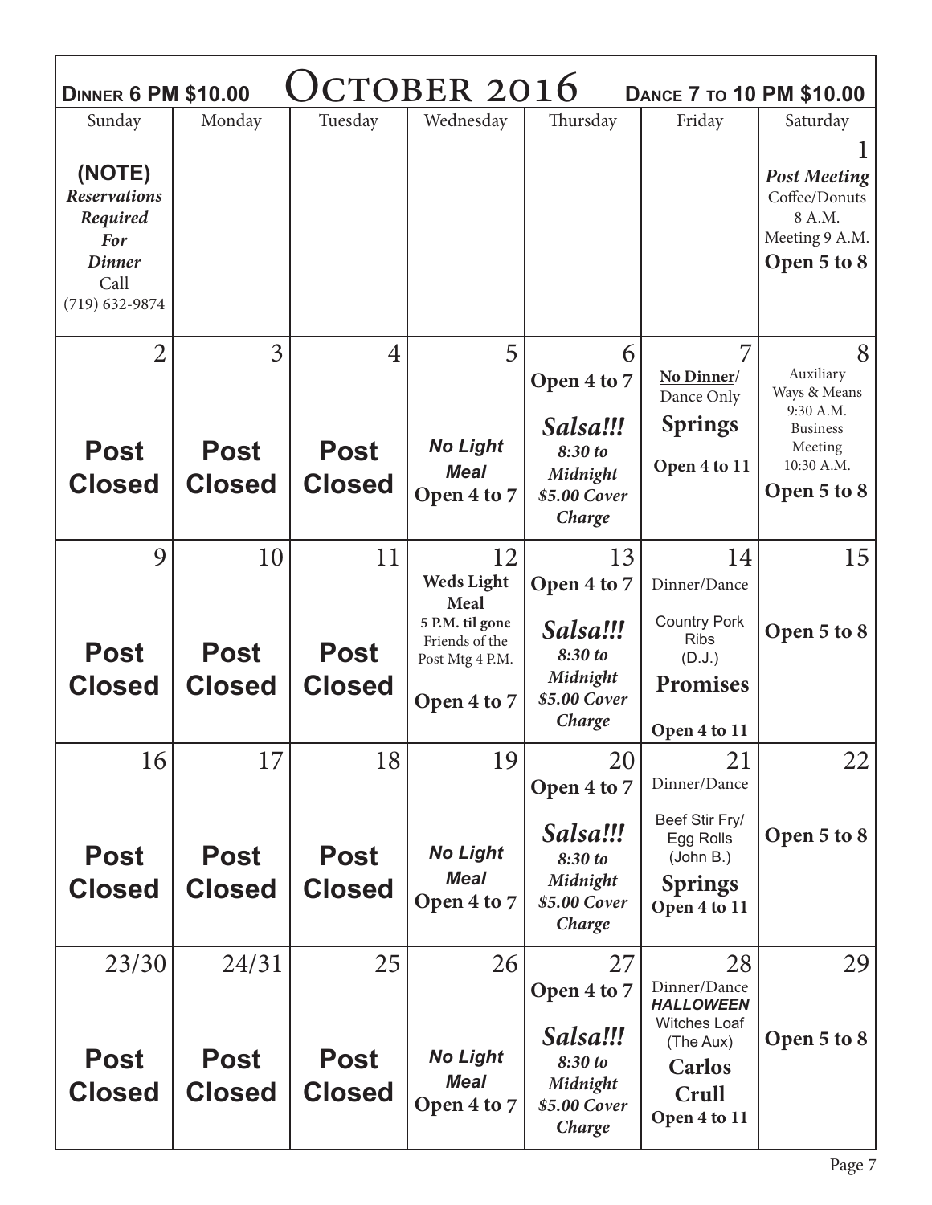**Dinner 6 PM $10.00** — **October 2016** — **Dance 7 to 10 PM $10.00**

| Sunday | Monday | Tuesday | Wednesday | Thursday | Friday | Saturday |
|---|---|---|---|---|---|---|
| **(NOTE)** ***Reservations Required For Dinner*** Call (719) 632-9874 | | | | | | 1 ***Post Meeting*** Coffee/Donuts 8 A.M. Meeting 9 A.M. **Open 5 to 8** |
| 2 **Post Closed** | 3 **Post Closed** | 4 **Post Closed** | 5 ***No Light Meal*** **Open 4 to 7** | 6 **Open 4 to 7** ***Salsa!!!*** ***8:30 to Midnight*** ***$5.00 Cover Charge*** | 7 **No Dinner/** Dance Only **Springs** **Open 4 to 11** | 8 Auxiliary Ways & Means 9:30 A.M. Business Meeting 10:30 A.M. **Open 5 to 8** |
| 9 **Post Closed** | 10 **Post Closed** | 11 **Post Closed** | 12 **Weds Light Meal** **5 P.M. til gone** Friends of the Post Mtg 4 P.M. **Open 4 to 7** | 13 **Open 4 to 7** ***Salsa!!!*** ***8:30 to Midnight*** ***$5.00 Cover Charge*** | 14 Dinner/Dance Country Pork Ribs (D.J.) **Promises** **Open 4 to 11** | 15 **Open 5 to 8** |
| 16 **Post Closed** | 17 **Post Closed** | 18 **Post Closed** | 19 ***No Light Meal*** **Open 4 to 7** | 20 **Open 4 to 7** ***Salsa!!!*** ***8:30 to Midnight*** ***$5.00 Cover Charge*** | 21 Dinner/Dance Beef Stir Fry/ Egg Rolls (John B.) **Springs** **Open 4 to 11** | 22 **Open 5 to 8** |
| 23/30 **Post Closed** | 24/31 **Post Closed** | 25 **Post Closed** | 26 ***No Light Meal*** **Open 4 to 7** | 27 **Open 4 to 7** ***Salsa!!!*** ***8:30 to Midnight*** ***$5.00 Cover Charge*** | 28 Dinner/Dance ***HALLOWEEN*** Witches Loaf (The Aux) **Carlos Crull** **Open 4 to 11** | 29 **Open 5 to 8** |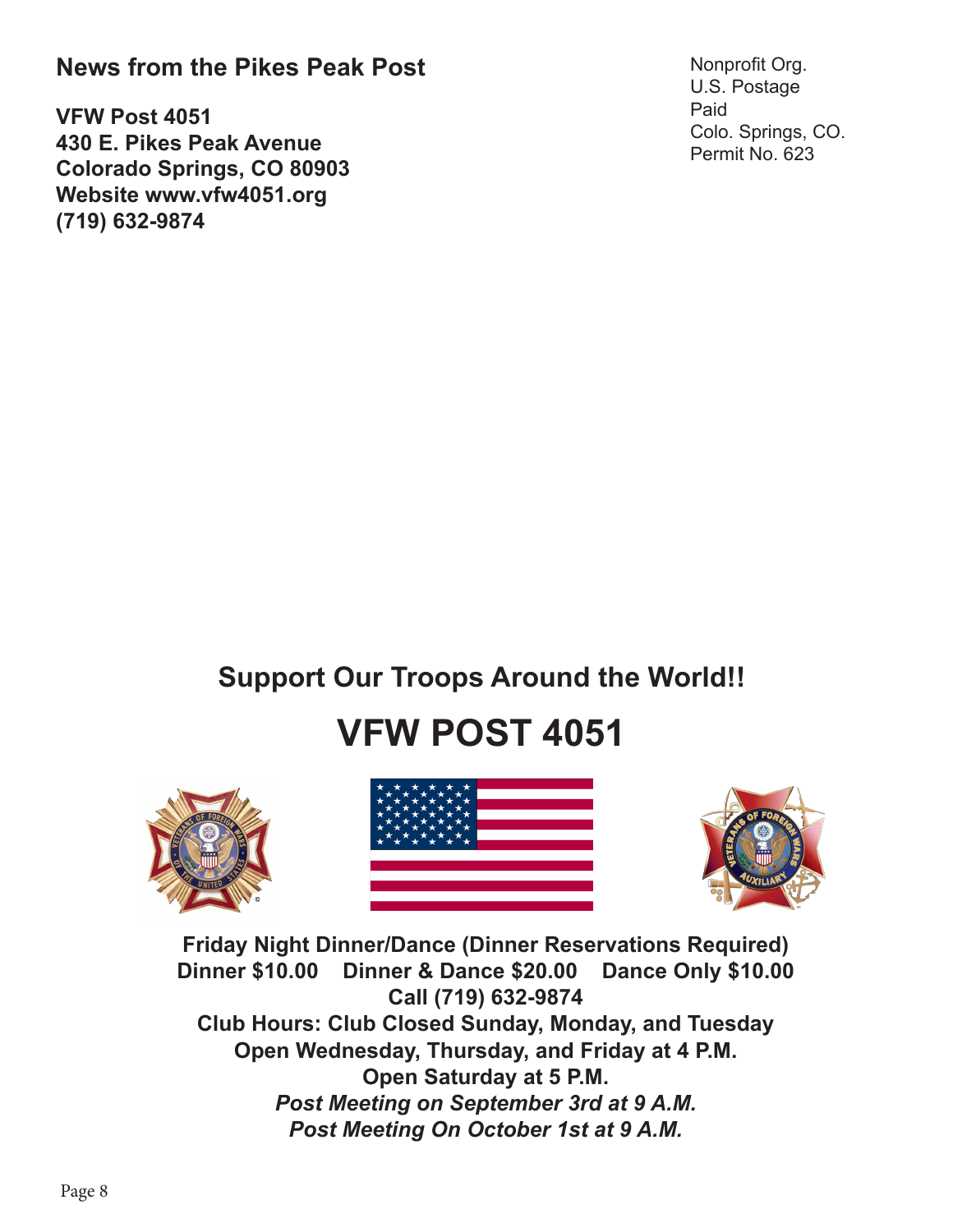**News from the Pikes Peak Post**

**VFW Post 4051**
**430 E. Pikes Peak Avenue**
**Colorado Springs, CO 80903**
**Website www.vfw4051.org**
**(719) 632-9874**

Nonprofit Org.
U.S. Postage
Paid
Colo. Springs, CO.
Permit No. 623

## Support Our Troops Around the World!!

# VFW POST 4051

**Friday Night Dinner/Dance (Dinner Reservations Required)**
**Dinner $10.00 Dinner & Dance $20.00 Dance Only $10.00**
**Call (719) 632-9874**
**Club Hours: Club Closed Sunday, Monday, and Tuesday**
**Open Wednesday, Thursday, and Friday at 4 P.M.**
**Open Saturday at 5 P.M.**
***Post Meeting on September 3rd at 9 A.M.***
***Post Meeting On October 1st at 9 A.M.***